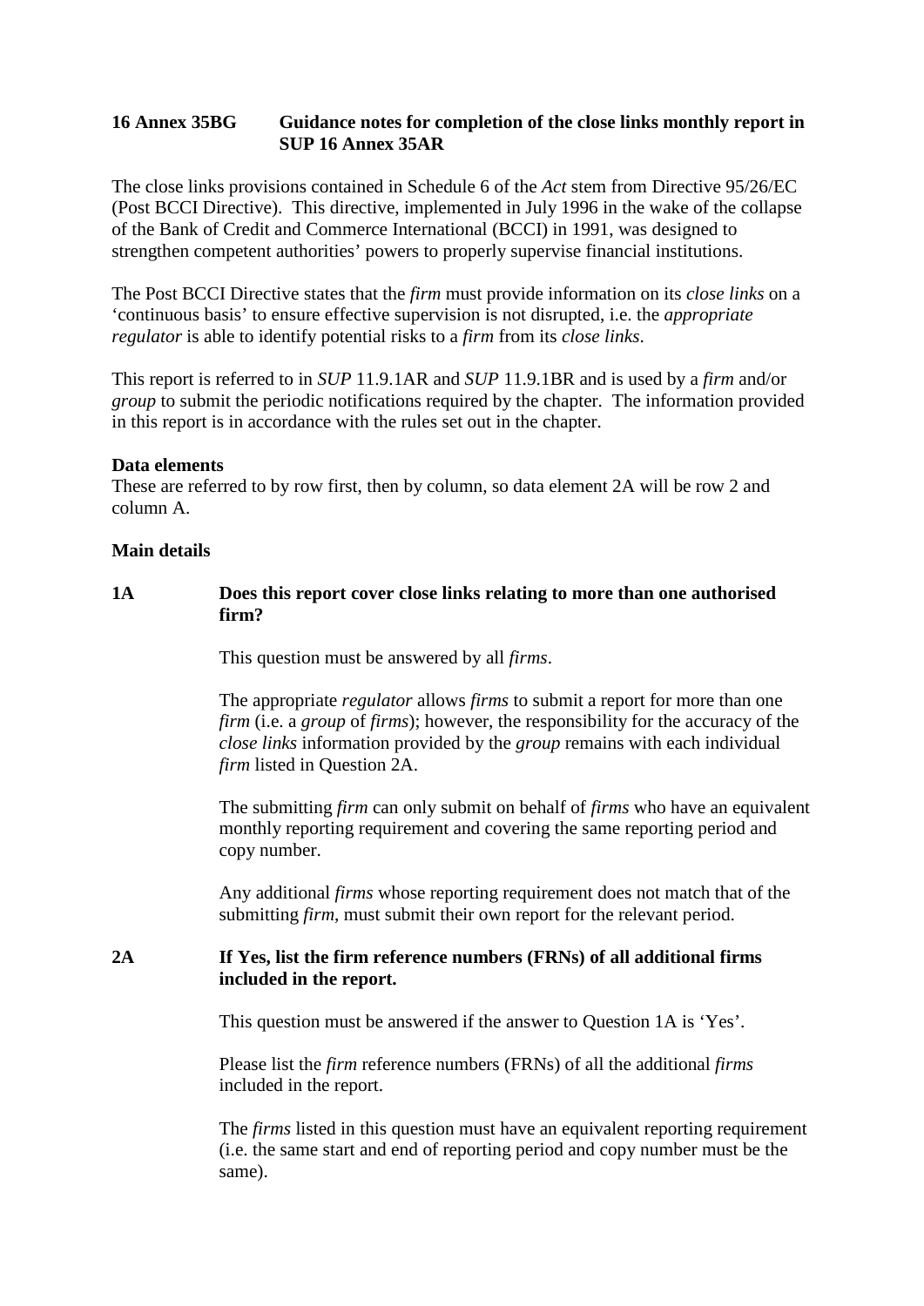## 16 Annex 35BG Guidance notes for completion of the close links monthly report in SUP 16 Annex 35AR

The close links provisions contained in Schedule 6 of the *Act* stem from Directive 95/26/EC (Post BCCI Directive). This directive, implemented in July 1996 in the wake of the collapse of the Bank of Credit and Commerce International (BCCI) in 1991, was designed to strengthen competent authorities' powers to properly supervise financial institutions.

The Post BCCI Directive states that the *firm* must provide information on its *close links* on a 'continuous basis' to ensure effective supervision is not disrupted, i.e. the *appropriate regulator* is able to identify potential risks to a *firm* from its *close links*.

This report is referred to in *SUP* 11.9.1AR and *SUP* 11.9.1BR and is used by a *firm* and/or *group* to submit the periodic notifications required by the chapter. The information provided in this report is in accordance with the rules set out in the chapter.

**Data elements**

These are referred to by row first, then by column, so data element 2A will be row 2 and column A.

**Main details**

**1A Does this report cover close links relating to more than one authorised firm?**

This question must be answered by all *firms*.

The appropriate *regulator* allows *firms* to submit a report for more than one *firm* (i.e. a *group* of *firms*); however, the responsibility for the accuracy of the *close links* information provided by the *group* remains with each individual *firm* listed in Question 2A.

The submitting *firm* can only submit on behalf of *firms* who have an equivalent monthly reporting requirement and covering the same reporting period and copy number.

Any additional *firms* whose reporting requirement does not match that of the submitting *firm*, must submit their own report for the relevant period.

**2A If Yes, list the firm reference numbers (FRNs) of all additional firms included in the report.**

This question must be answered if the answer to Question 1A is 'Yes'.

Please list the *firm* reference numbers (FRNs) of all the additional *firms* included in the report.

The *firms* listed in this question must have an equivalent reporting requirement (i.e. the same start and end of reporting period and copy number must be the same).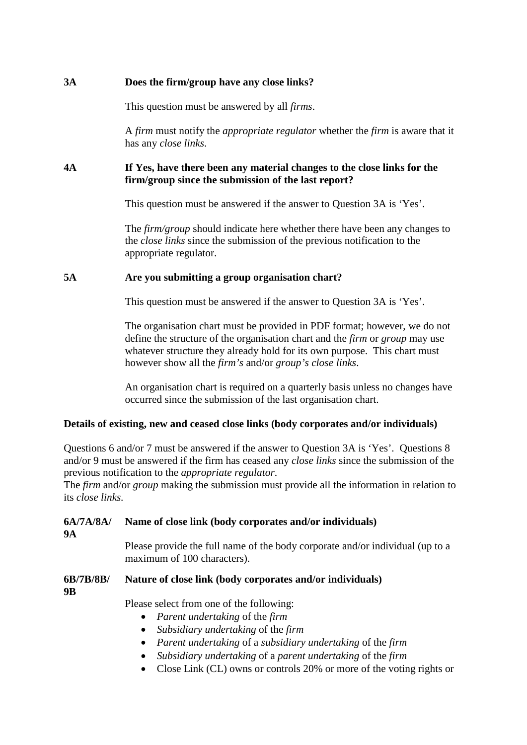**3A** **Does the firm/group have any close links?**

This question must be answered by all *firms*.

A *firm* must notify the *appropriate regulator* whether the *firm* is aware that it has any *close links*.

**4A** **If Yes, have there been any material changes to the close links for the firm/group since the submission of the last report?**

This question must be answered if the answer to Question 3A is 'Yes'.

The *firm/group* should indicate here whether there have been any changes to the *close links* since the submission of the previous notification to the appropriate regulator.

**5A** **Are you submitting a group organisation chart?**

This question must be answered if the answer to Question 3A is 'Yes'.

The organisation chart must be provided in PDF format; however, we do not define the structure of the organisation chart and the *firm* or *group* may use whatever structure they already hold for its own purpose. This chart must however show all the *firm's* and/or *group's close links*.

An organisation chart is required on a quarterly basis unless no changes have occurred since the submission of the last organisation chart.

**Details of existing, new and ceased close links (body corporates and/or individuals)**

Questions 6 and/or 7 must be answered if the answer to Question 3A is 'Yes'. Questions 8 and/or 9 must be answered if the firm has ceased any *close links* since the submission of the previous notification to the *appropriate regulator*.
The *firm* and/or *group* making the submission must provide all the information in relation to its *close links.*

**6A/7A/8A/9A** **Name of close link (body corporates and/or individuals)**

Please provide the full name of the body corporate and/or individual (up to a maximum of 100 characters).

**6B/7B/8B/9B** **Nature of close link (body corporates and/or individuals)**

Please select from one of the following:

- *Parent undertaking* of the *firm*
- *Subsidiary undertaking* of the *firm*
- *Parent undertaking* of a *subsidiary undertaking* of the *firm*
- *Subsidiary undertaking* of a *parent undertaking* of the *firm*
- Close Link (CL) owns or controls 20% or more of the voting rights or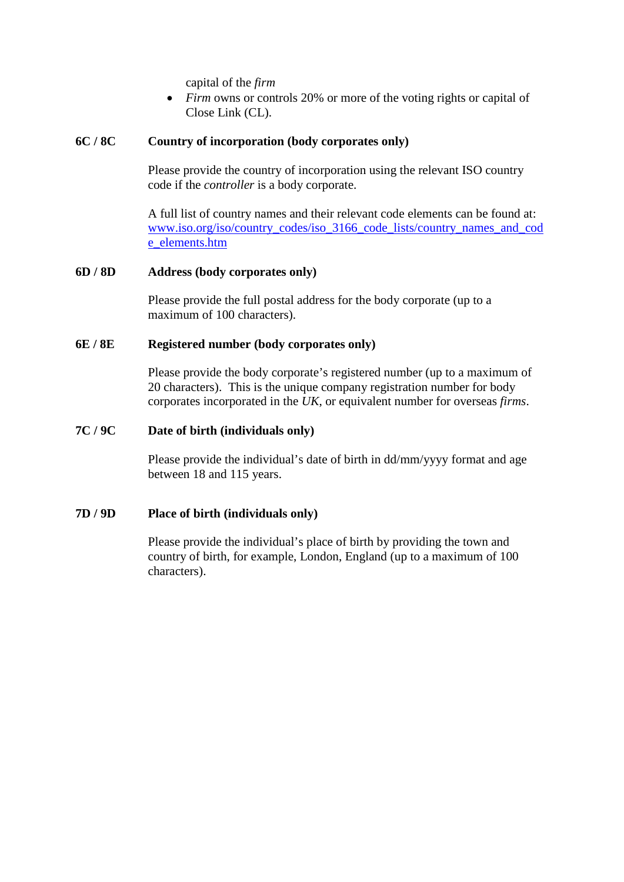capital of the *firm*

- *Firm* owns or controls 20% or more of the voting rights or capital of Close Link (CL).

**6C / 8C** **Country of incorporation (body corporates only)**

Please provide the country of incorporation using the relevant ISO country code if the *controller* is a body corporate.

A full list of country names and their relevant code elements can be found at: [www.iso.org/iso/country_codes/iso_3166_code_lists/country_names_and_code_elements.htm](www.iso.org/iso/country_codes/iso_3166_code_lists/country_names_and_code_elements.htm)

**6D / 8D** **Address (body corporates only)**

Please provide the full postal address for the body corporate (up to a maximum of 100 characters).

**6E / 8E** **Registered number (body corporates only)**

Please provide the body corporate's registered number (up to a maximum of 20 characters). This is the unique company registration number for body corporates incorporated in the *UK*, or equivalent number for overseas *firms*.

**7C / 9C** **Date of birth (individuals only)**

Please provide the individual's date of birth in dd/mm/yyyy format and age between 18 and 115 years.

**7D / 9D** **Place of birth (individuals only)**

Please provide the individual's place of birth by providing the town and country of birth, for example, London, England (up to a maximum of 100 characters).